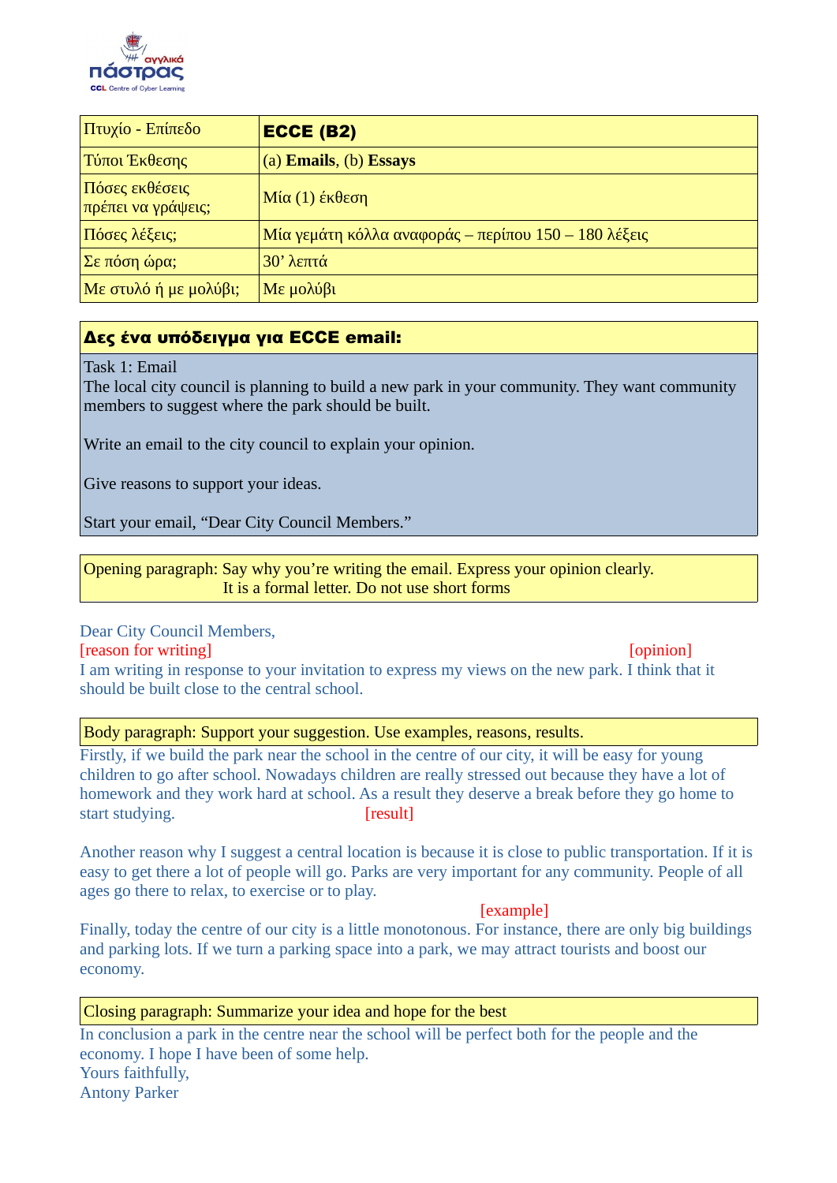| Πτυχίο - Επίπεδο | **ECCE (B2)** |
|---|---|
| Τύποι Έκθεσης | (a) **Emails**, (b) **Essays** |
| Πόσες εκθέσεις πρέπει να γράψεις; | Μία (1) έκθεση |
| Πόσες λέξεις; | Μία γεμάτη κόλλα αναφοράς – περίπου 150 – 180 λέξεις |
| Σε πόση ώρα; | 30' λεπτά |
| Με στυλό ή με μολύβι; | Με μολύβι |

**Δες ένα υπόδειγμα για ECCE email:**

Task 1: Email
The local city council is planning to build a new park in your community. They want community members to suggest where the park should be built.

Write an email to the city council to explain your opinion.

Give reasons to support your ideas.

Start your email, "Dear City Council Members."

Opening paragraph: Say why you're writing the email. Express your opinion clearly.
It is a formal letter. Do not use short forms

Dear City Council Members,
[reason for writing] [opinion]
I am writing in response to your invitation to express my views on the new park. I think that it should be built close to the central school.

Body paragraph: Support your suggestion. Use examples, reasons, results.

Firstly, if we build the park near the school in the centre of our city, it will be easy for young children to go after school. Nowadays children are really stressed out because they have a lot of homework and they work hard at school. As a result they deserve a break before they go home to start studying. [result]

Another reason why I suggest a central location is because it is close to public transportation. If it is easy to get there a lot of people will go. Parks are very important for any community. People of all ages go there to relax, to exercise or to play.

[example]
Finally, today the centre of our city is a little monotonous. For instance, there are only big buildings and parking lots. If we turn a parking space into a park, we may attract tourists and boost our economy.

Closing paragraph: Summarize your idea and hope for the best

In conclusion a park in the centre near the school will be perfect both for the people and the economy. I hope I have been of some help.
Yours faithfully,
Antony Parker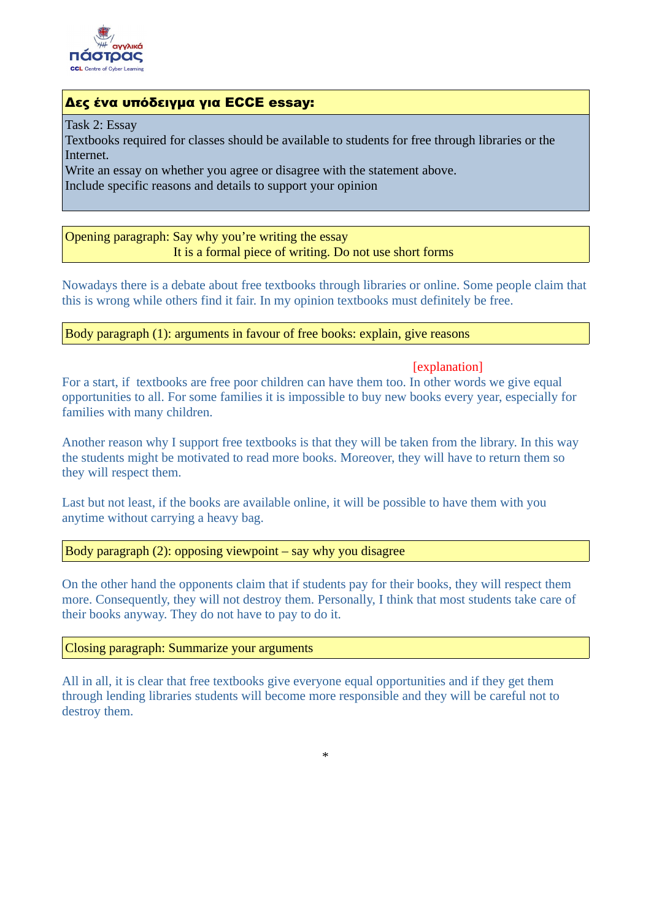**Δες ένα υπόδειγμα για ECCE essay:**

Task 2: Essay
Textbooks required for classes should be available to students for free through libraries or the Internet.
Write an essay on whether you agree or disagree with the statement above.
Include specific reasons and details to support your opinion

Opening paragraph: Say why you're writing the essay
It is a formal piece of writing. Do not use short forms

Nowadays there is a debate about free textbooks through libraries or online. Some people claim that this is wrong while others find it fair. In my opinion textbooks must definitely be free.

Body paragraph (1): arguments in favour of free books: explain, give reasons

[explanation]

For a start, if textbooks are free poor children can have them too. In other words we give equal opportunities to all. For some families it is impossible to buy new books every year, especially for families with many children.

Another reason why I support free textbooks is that they will be taken from the library. In this way the students might be motivated to read more books. Moreover, they will have to return them so they will respect them.

Last but not least, if the books are available online, it will be possible to have them with you anytime without carrying a heavy bag.

Body paragraph (2): opposing viewpoint – say why you disagree

On the other hand the opponents claim that if students pay for their books, they will respect them more. Consequently, they will not destroy them. Personally, I think that most students take care of their books anyway. They do not have to pay to do it.

Closing paragraph: Summarize your arguments

All in all, it is clear that free textbooks give everyone equal opportunities and if they get them through lending libraries students will become more responsible and they will be careful not to destroy them.

*